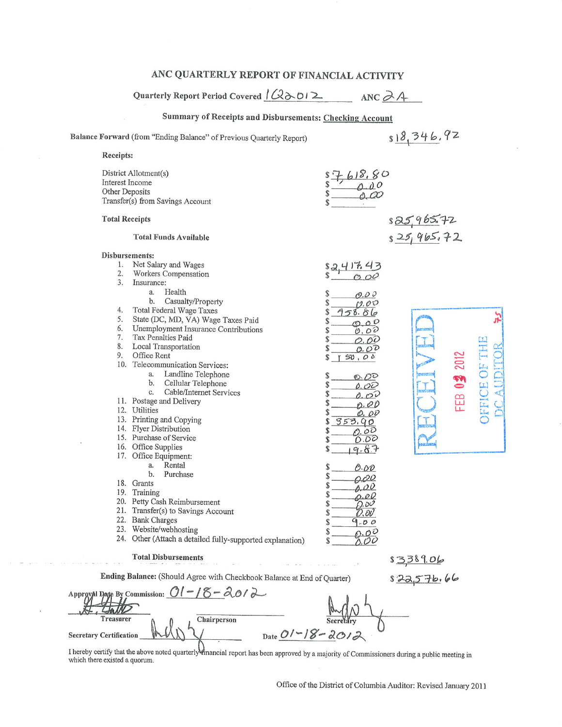# ANC QUARTERLY REPORT OF FINANCIAL ACTIVITY

**Quarterly Report Period Covered** 1Q2012 **ANC** 2A

### Summary of Receipts and Disbursements: Checking Account

**Balance Forward** (from "Ending Balance" of Previous Quarterly Report) $18,346.92

**Receipts:**

| | | |
|---|---|---|
| District Allotment(s) | $7,618.80 | |
| Interest Income | $ 0.00 | |
| Other Deposits | $ 0.00 | |
| Transfer(s) from Savings Account | $ | |
| **Total Receipts** | | $25,965.72 |
| **Total Funds Available** | | $25,965.72 |

**Disbursements:**

| | | |
|---|---|---|
| 1. Net Salary and Wages | $2,417.43 | |
| 2. Workers Compensation | $ 0.00 | |
| 3. Insurance: | | |
| a. Health | $ 0.00 | |
| b. Casualty/Property | $ 0.00 | |
| 4. Total Federal Wage Taxes | $ 458.86 | |
| 5. State (DC, MD, VA) Wage Taxes Paid | $ 0.00 | |
| 6. Unemployment Insurance Contributions | $ 0.00 | |
| 7. Tax Penalties Paid | $ 0.00 | |
| 8. Local Transportation | $ 0.00 | |
| 9. Office Rent | $ 150.00 | |
| 10. Telecommunication Services: | | |
| a. Landline Telephone | $ 0.00 | |
| b. Cellular Telephone | $ 0.00 | |
| c. Cable/Internet Services | $ 0.00 | |
| 11. Postage and Delivery | $ 0.00 | |
| 12. Utilities | $ 0.00 | |
| 13. Printing and Copying | $ 353.90 | |
| 14. Flyer Distribution | $ 0.00 | |
| 15. Purchase of Service | $ 0.00 | |
| 16. Office Supplies | $ 19.87 | |
| 17. Office Equipment: | | |
| a. Rental | $ 0.00 | |
| b. Purchase | $ 0.00 | |
| 18. Grants | $ 0.00 | |
| 19. Training | $ 0.00 | |
| 20. Petty Cash Reimbursement | $ 0.00 | |
| 21. Transfer(s) to Savings Account | $ 0.00 | |
| 22. Bank Charges | $ 9.00 | |
| 23. Website/webhosting | $ 0.00 | |
| 24. Other (Attach a detailed fully-supported explanation) | $ 0.00 | |
| **Total Disbursements** | | $3,389.06 |

**Ending Balance:** (Should Agree with Checkbook Balance at End of Quarter) $22,576.66

RECEIVED FEB 03 2012 OFFICE OF THE DC AUDITOR

**Approval Date By Commission:** 01-18-2012

[signature] Treasurer    Chairperson    [signature] Secretary

**Secretary Certification** [signature]    Date 01-18-2012

I hereby certify that the above noted quarterly financial report has been approved by a majority of Commissioners during a public meeting in which there existed a quorum.

Office of the District of Columbia Auditor: Revised January 2011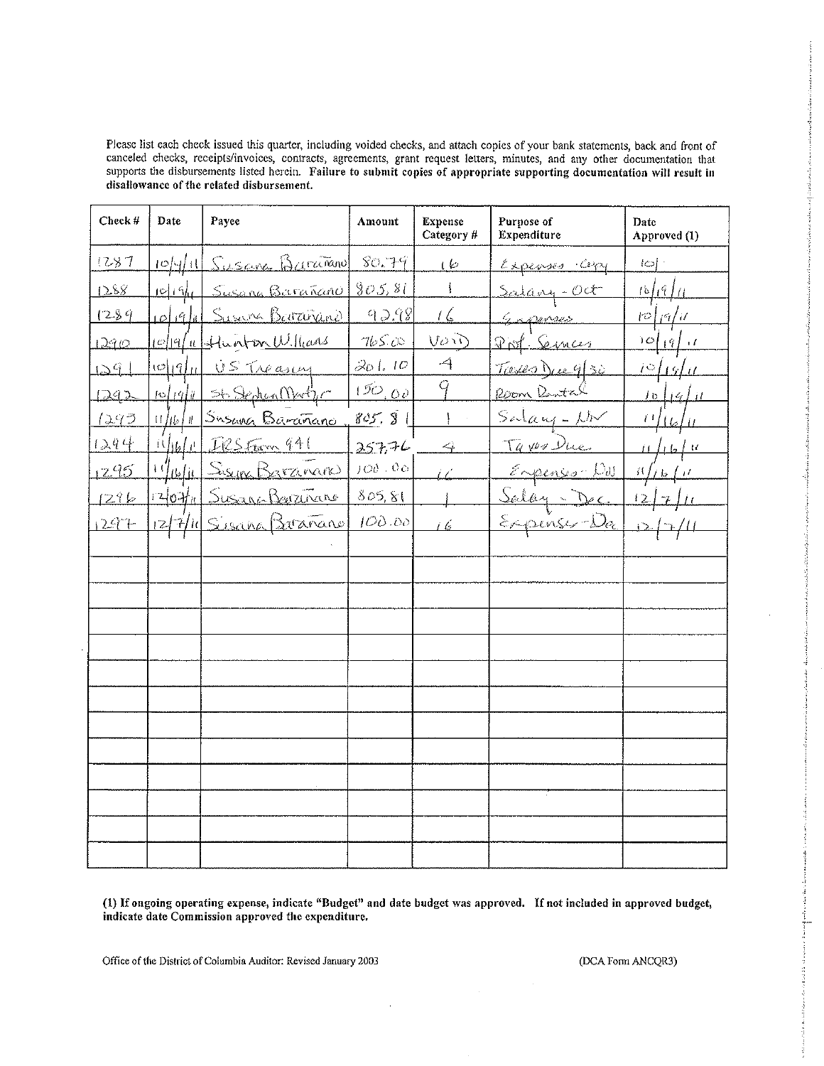Please list each check issued this quarter, including voided checks, and attach copies of your bank statements, back and front of canceled checks, receipts/invoices, contracts, agreements, grant request letters, minutes, and any other documentation that supports the disbursements listed herein. **Failure to submit copies of appropriate supporting documentation will result in disallowance of the related disbursement.**

| Check # | Date | Payee | Amount | Expense Category # | Purpose of Expenditure | Date Approved (1) |
|---|---|---|---|---|---|---|
| 1287 | 10/4/11 | Susana Barañano | 80.79 | 16 | Expenses - Copy | 10/ |
| 1288 | 10/19/11 | Susana Barañano | 805.81 | 1 | Salary - Oct | 10/19/11 |
| 1289 | 10/19/11 | Susana Barañano | 92.98 | 16 | Expenses | 10/19/11 |
| 1290 | 10/19/11 | Hunton Williams | 765.00 | VOID | Prof. Services | 10/19/11 |
| 1291 | 10/19/11 | US Treasury | 201.10 | 4 | Taxes Due 9/30 | 10/19/11 |
| 1292 | 10/19/11 | St. Stephen Martyr | 150.00 | 9 | Room Rental | 10/19/11 |
| 1293 | 11/16/11 | Susana Barañano | 805.81 | 1 | Salary - Nov | 11/16/11 |
| 1294 | 11/16/11 | IRS Form 941 | 257.76 | 4 | Taxes Due | 11/16/11 |
| 1295 | 11/16/11 | Susana Barañano | 100.00 | 16 | Expenses - Nov | 11/16/11 |
| 1296 | 12/07/11 | Susana Barañano | 805.81 | 1 | Salary - Dec. | 12/7/11 |
| 1297 | 12/7/11 | Susana Barañano | 100.00 | 16 | Expenses - Dec | 12/7/11 |
| | | | | | | |
| | | | | | | |
| | | | | | | |
| | | | | | | |
| | | | | | | |
| | | | | | | |
| | | | | | | |
| | | | | | | |
| | | | | | | |
| | | | | | | |
| | | | | | | |
| | | | | | | |

**(1) If ongoing operating expense, indicate "Budget" and date budget was approved. If not included in approved budget, indicate date Commission approved the expenditure.**

Office of the District of Columbia Auditor: Revised January 2003

(DCA Form ANCQR3)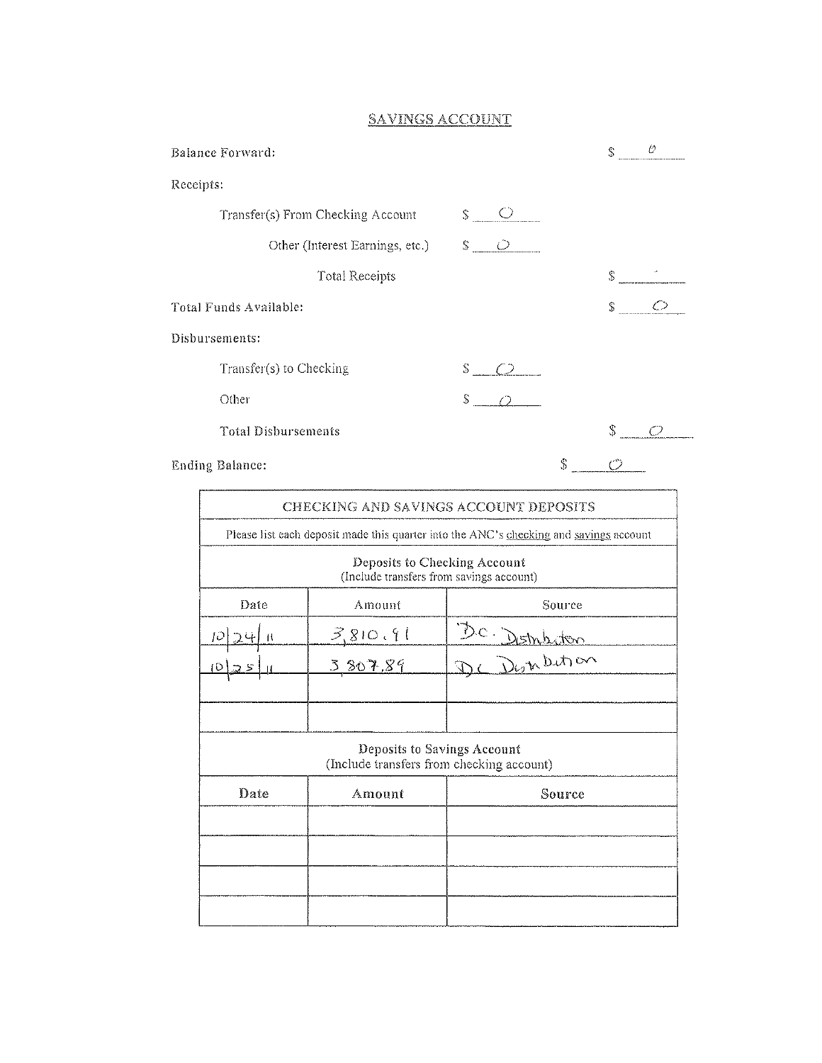# SAVINGS ACCOUNT

Balance Forward: $ 0

Receipts:

Transfer(s) From Checking Account $ 0

Other (Interest Earnings, etc.) $ 0

Total Receipts $

Total Funds Available: $ 0

Disbursements:

Transfer(s) to Checking $ 0

Other $ 0

Total Disbursements $ 0

Ending Balance: $ 0

| CHECKING AND SAVINGS ACCOUNT DEPOSITS | | |
|---|---|---|
| Please list each deposit made this quarter into the ANC's checking and savings account | | |
| **Deposits to Checking Account** (Include transfers from savings account) | | |
| Date | Amount | Source |
| 10/24/11 | 3,810.91 | D.C. Distribution |
| 10/25/11 | 3,807.89 | DC Distribution |
| | | |
| | | |
| **Deposits to Savings Account** (Include transfers from checking account) | | |
| **Date** | **Amount** | **Source** |
| | | |
| | | |
| | | |
| | | |